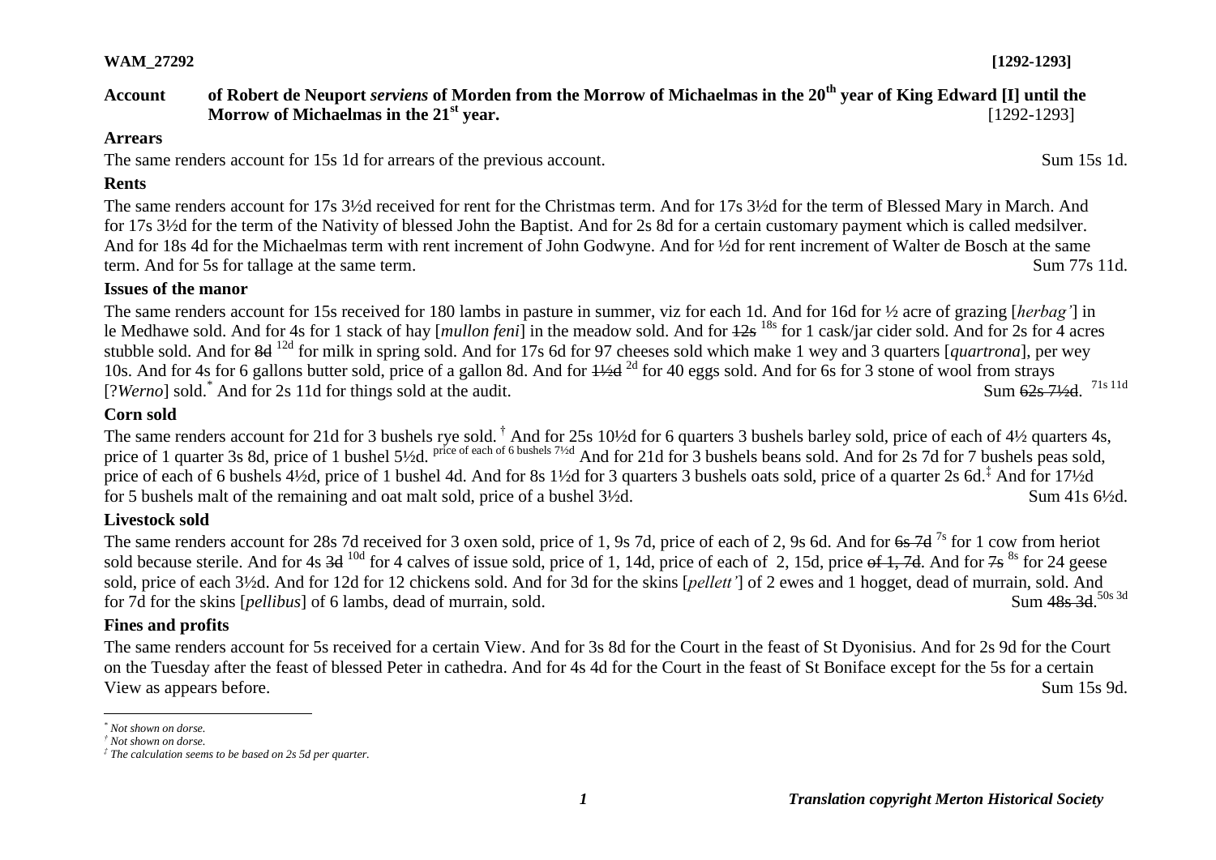**WAM_27292** **[1292-1293]**

**Account of Robert de Neuport *serviens* of Morden from the Morrow of Michaelmas in the 20th year of King Edward [I] until the Morrow of Michaelmas in the 21st year.** [1292-1293]

**Arrears**

The same renders account for 15s 1d for arrears of the previous account. Sum 15s 1d.

**Rents**

The same renders account for 17s 3½d received for rent for the Christmas term. And for 17s 3½d for the term of Blessed Mary in March. And for 17s 3½d for the term of the Nativity of blessed John the Baptist. And for 2s 8d for a certain customary payment which is called medsilver. And for 18s 4d for the Michaelmas term with rent increment of John Godwyne. And for ½d for rent increment of Walter de Bosch at the same term. And for 5s for tallage at the same term. Sum 77s 11d.

**Issues of the manor**

The same renders account for 15s received for 180 lambs in pasture in summer, viz for each 1d. And for 16d for ½ acre of grazing [*herbag'*] in le Medhawe sold. And for 4s for 1 stack of hay [*mullon feni*] in the meadow sold. And for ~~12s~~ 18s for 1 cask/jar cider sold. And for 2s for 4 acres stubble sold. And for ~~8d~~ 12d for milk in spring sold. And for 17s 6d for 97 cheeses sold which make 1 wey and 3 quarters [*quartrona*], per wey 10s. And for 4s for 6 gallons butter sold, price of a gallon 8d. And for ~~1½d~~ 2d for 40 eggs sold. And for 6s for 3 stone of wool from strays [?*Werno*] sold.* And for 2s 11d for things sold at the audit. Sum ~~62s 7½d~~. 71s 11d

**Corn sold**

The same renders account for 21d for 3 bushels rye sold.† And for 25s 10½d for 6 quarters 3 bushels barley sold, price of each of 4½ quarters 4s, price of 1 quarter 3s 8d, price of 1 bushel 5½d. price of each of 6 bushels 7½d And for 21d for 3 bushels beans sold. And for 2s 7d for 7 bushels peas sold, price of each of 6 bushels 4½d, price of 1 bushel 4d. And for 8s 1½d for 3 quarters 3 bushels oats sold, price of a quarter 2s 6d.‡ And for 17½d for 5 bushels malt of the remaining and oat malt sold, price of a bushel 3½d. Sum 41s 6½d.

**Livestock sold**

The same renders account for 28s 7d received for 3 oxen sold, price of 1, 9s 7d, price of each of 2, 9s 6d. And for ~~6s 7d~~ 7s for 1 cow from heriot sold because sterile. And for 4s ~~3d~~ 10d for 4 calves of issue sold, price of 1, 14d, price of each of 2, 15d, price ~~of 1, 7d~~. And for ~~7s~~ 8s for 24 geese sold, price of each 3½d. And for 12d for 12 chickens sold. And for 3d for the skins [*pellett'*] of 2 ewes and 1 hogget, dead of murrain, sold. And for 7d for the skins [*pellibus*] of 6 lambs, dead of murrain, sold. Sum ~~48s 3d~~. 50s 3d

**Fines and profits**

The same renders account for 5s received for a certain View. And for 3s 8d for the Court in the feast of St Dyonisius. And for 2s 9d for the Court on the Tuesday after the feast of blessed Peter in cathedra. And for 4s 4d for the Court in the feast of St Boniface except for the 5s for a certain View as appears before. Sum 15s 9d.

---

* *Not shown on dorse.*

† *Not shown on dorse.*

‡ *The calculation seems to be based on 2s 5d per quarter.*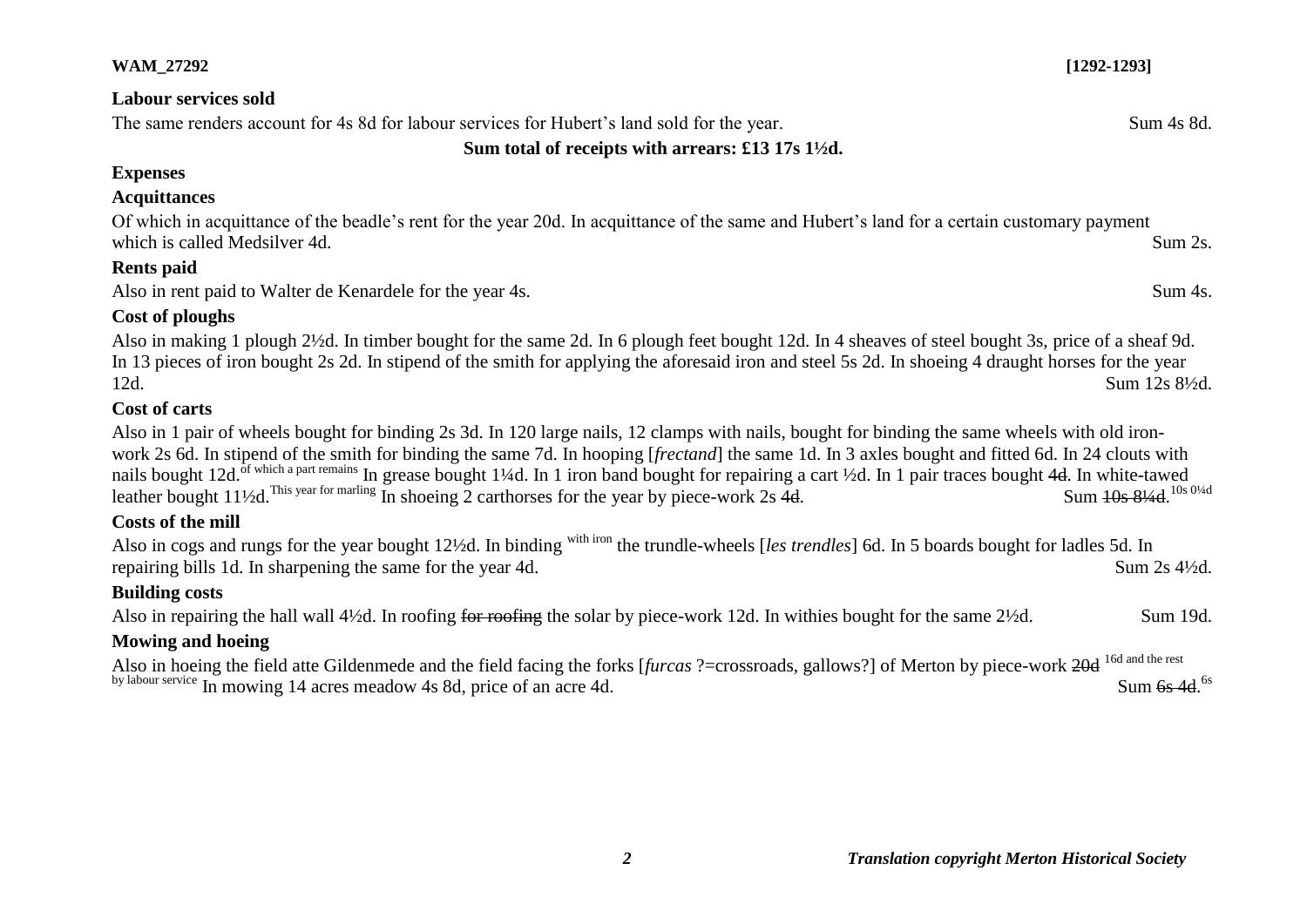**Labour services sold**

The same renders account for 4s 8d for labour services for Hubert's land sold for the year. Sum 4s 8d.

**Sum total of receipts with arrears: £13 17s 1½d.**

**Expenses**

**Acquittances**

Of which in acquittance of the beadle's rent for the year 20d. In acquittance of the same and Hubert's land for a certain customary payment which is called Medsilver 4d. Sum 2s.

**Rents paid**

Also in rent paid to Walter de Kenardele for the year 4s. Sum 4s.

**Cost of ploughs**

Also in making 1 plough 2½d. In timber bought for the same 2d. In 6 plough feet bought 12d. In 4 sheaves of steel bought 3s, price of a sheaf 9d. In 13 pieces of iron bought 2s 2d. In stipend of the smith for applying the aforesaid iron and steel 5s 2d. In shoeing 4 draught horses for the year 12d. Sum 12s 8½d.

**Cost of carts**

Also in 1 pair of wheels bought for binding 2s 3d. In 120 large nails, 12 clamps with nails, bought for binding the same wheels with old iron-work 2s 6d. In stipend of the smith for binding the same 7d. In hooping [*frectand*] the same 1d. In 3 axles bought and fitted 6d. In 24 clouts with nails bought 12d.[of which a part remains] In grease bought 1¼d. In 1 iron band bought for repairing a cart ½d. In 1 pair traces bought ~~4d~~. In white-tawed leather bought 11½d.[This year for marling] In shoeing 2 carthorses for the year by piece-work 2s ~~4d~~. Sum ~~10s 8¼d~~.[10s 0¼d]

**Costs of the mill**

Also in cogs and rungs for the year bought 12½d. In binding [with iron] the trundle-wheels [*les trendles*] 6d. In 5 boards bought for ladles 5d. In repairing bills 1d. In sharpening the same for the year 4d. Sum 2s 4½d.

**Building costs**

Also in repairing the hall wall 4½d. In roofing ~~for roofing~~ the solar by piece-work 12d. In withies bought for the same 2½d. Sum 19d.

**Mowing and hoeing**

Also in hoeing the field atte Gildenmede and the field facing the forks [*furcas* ?=crossroads, gallows?] of Merton by piece-work ~~20d~~ [16d and the rest by labour service] In mowing 14 acres meadow 4s 8d, price of an acre 4d. Sum ~~6s 4d~~.[6s]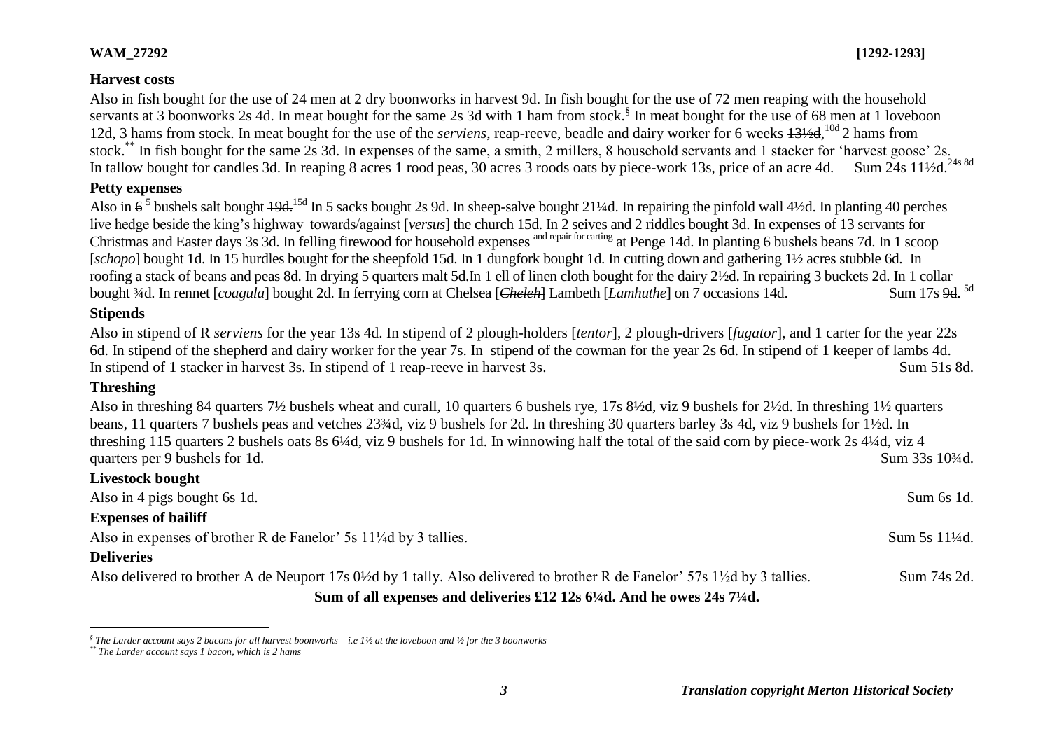### Harvest costs

Also in fish bought for the use of 24 men at 2 dry boonworks in harvest 9d. In fish bought for the use of 72 men reaping with the household servants at 3 boonworks 2s 4d. In meat bought for the same 2s 3d with 1 ham from stock.[§] In meat bought for the use of 68 men at 1 loveboon 12d, 3 hams from stock. In meat bought for the use of the *serviens*, reap-reeve, beadle and dairy worker for 6 weeks ~~13½d~~,[10d] 2 hams from stock.[**] In fish bought for the same 2s 3d. In expenses of the same, a smith, 2 millers, 8 household servants and 1 stacker for 'harvest goose' 2s. In tallow bought for candles 3d. In reaping 8 acres 1 rood peas, 30 acres 3 roods oats by piece-work 13s, price of an acre 4d. Sum ~~24s 11½d~~.[24s 8d]

### Petty expenses

Also in ~~6~~ [5] bushels salt bought ~~19d.~~[15d] In 5 sacks bought 2s 9d. In sheep-salve bought 21¼d. In repairing the pinfold wall 4½d. In planting 40 perches live hedge beside the king's highway towards/against [*versus*] the church 15d. In 2 seives and 2 riddles bought 3d. In expenses of 13 servants for Christmas and Easter days 3s 3d. In felling firewood for household expenses [and repair for carting] at Penge 14d. In planting 6 bushels beans 7d. In 1 scoop [*schopo*] bought 1d. In 15 hurdles bought for the sheepfold 15d. In 1 dungfork bought 1d. In cutting down and gathering 1½ acres stubble 6d. In roofing a stack of beans and peas 8d. In drying 5 quarters malt 5d.In 1 ell of linen cloth bought for the dairy 2½d. In repairing 3 buckets 2d. In 1 collar bought ¾d. In rennet [*coagula*] bought 2d. In ferrying corn at Chelsea [~~*Cheleh*~~] Lambeth [*Lamhuthe*] on 7 occasions 14d. Sum 17s ~~9d~~. [5d]

### Stipends

Also in stipend of R *serviens* for the year 13s 4d. In stipend of 2 plough-holders [*tentor*], 2 plough-drivers [*fugator*], and 1 carter for the year 22s 6d. In stipend of the shepherd and dairy worker for the year 7s. In stipend of the cowman for the year 2s 6d. In stipend of 1 keeper of lambs 4d. In stipend of 1 stacker in harvest 3s. In stipend of 1 reap-reeve in harvest 3s. Sum 51s 8d.

### Threshing

Also in threshing 84 quarters 7½ bushels wheat and curall, 10 quarters 6 bushels rye, 17s 8½d, viz 9 bushels for 2½d. In threshing 1½ quarters beans, 11 quarters 7 bushels peas and vetches 23¾d, viz 9 bushels for 2d. In threshing 30 quarters barley 3s 4d, viz 9 bushels for 1½d. In threshing 115 quarters 2 bushels oats 8s 6¼d, viz 9 bushels for 1d. In winnowing half the total of the said corn by piece-work 2s 4¼d, viz 4 quarters per 9 bushels for 1d. Sum 33s 10¾d.

### Livestock bought

Also in 4 pigs bought 6s 1d. Sum 6s 1d.

### Expenses of bailiff

Also in expenses of brother R de Fanelor' 5s 11¼d by 3 tallies. Sum 5s 11¼d.

### Deliveries

Also delivered to brother A de Neuport 17s 0½d by 1 tally. Also delivered to brother R de Fanelor' 57s 1½d by 3 tallies. Sum 74s 2d.

**Sum of all expenses and deliveries £12 12s 6¼d. And he owes 24s 7¼d.**

---

[§] *The Larder account says 2 bacons for all harvest boonworks – i.e 1½ at the loveboon and ½ for the 3 boonworks*

[**] *The Larder account says 1 bacon, which is 2 hams*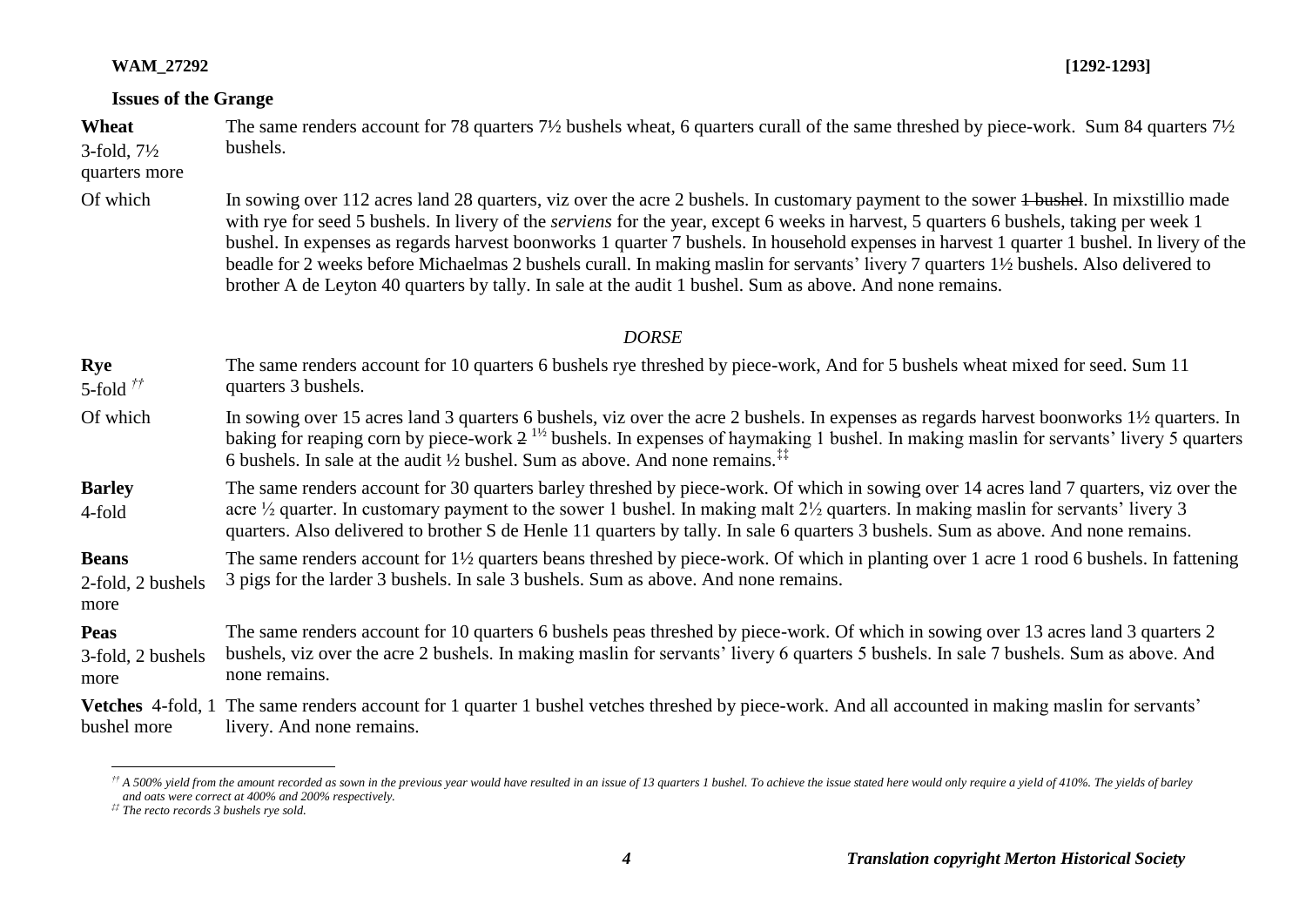**WAM_27292** **[1292-1293]**

**Issues of the Grange**

| | |
|---|---|
| **Wheat** 3-fold, 7½ quarters more | The same renders account for 78 quarters 7½ bushels wheat, 6 quarters curall of the same threshed by piece-work. Sum 84 quarters 7½ bushels. |
| Of which | In sowing over 112 acres land 28 quarters, viz over the acre 2 bushels. In customary payment to the sower ~~1 bushel~~. In mixstillio made with rye for seed 5 bushels. In livery of the *serviens* for the year, except 6 weeks in harvest, 5 quarters 6 bushels, taking per week 1 bushel. In expenses as regards harvest boonworks 1 quarter 7 bushels. In household expenses in harvest 1 quarter 1 bushel. In livery of the beadle for 2 weeks before Michaelmas 2 bushels curall. In making maslin for servants' livery 7 quarters 1½ bushels. Also delivered to brother A de Leyton 40 quarters by tally. In sale at the audit 1 bushel. Sum as above. And none remains. |

*DORSE*

| | |
|---|---|
| **Rye** 5-fold [††] | The same renders account for 10 quarters 6 bushels rye threshed by piece-work, And for 5 bushels wheat mixed for seed. Sum 11 quarters 3 bushels. |
| Of which | In sowing over 15 acres land 3 quarters 6 bushels, viz over the acre 2 bushels. In expenses as regards harvest boonworks 1½ quarters. In baking for reaping corn by piece-work ~~2~~ [1½] bushels. In expenses of haymaking 1 bushel. In making maslin for servants' livery 5 quarters 6 bushels. In sale at the audit ½ bushel. Sum as above. And none remains.[‡‡] |
| **Barley** 4-fold | The same renders account for 30 quarters barley threshed by piece-work. Of which in sowing over 14 acres land 7 quarters, viz over the acre ½ quarter. In customary payment to the sower 1 bushel. In making malt 2½ quarters. In making maslin for servants' livery 3 quarters. Also delivered to brother S de Henle 11 quarters by tally. In sale 6 quarters 3 bushels. Sum as above. And none remains. |
| **Beans** 2-fold, 2 bushels more | The same renders account for 1½ quarters beans threshed by piece-work. Of which in planting over 1 acre 1 rood 6 bushels. In fattening 3 pigs for the larder 3 bushels. In sale 3 bushels. Sum as above. And none remains. |
| **Peas** 3-fold, 2 bushels more | The same renders account for 10 quarters 6 bushels peas threshed by piece-work. Of which in sowing over 13 acres land 3 quarters 2 bushels, viz over the acre 2 bushels. In making maslin for servants' livery 6 quarters 5 bushels. In sale 7 bushels. Sum as above. And none remains. |
| **Vetches** 4-fold, 1 bushel more | The same renders account for 1 quarter 1 bushel vetches threshed by piece-work. And all accounted in making maslin for servants' livery. And none remains. |

---

*[††] A 500% yield from the amount recorded as sown in the previous year would have resulted in an issue of 13 quarters 1 bushel. To achieve the issue stated here would only require a yield of 410%. The yields of barley and oats were correct at 400% and 200% respectively.*

*[‡‡] The recto records 3 bushels rye sold.*

*Translation copyright Merton Historical Society*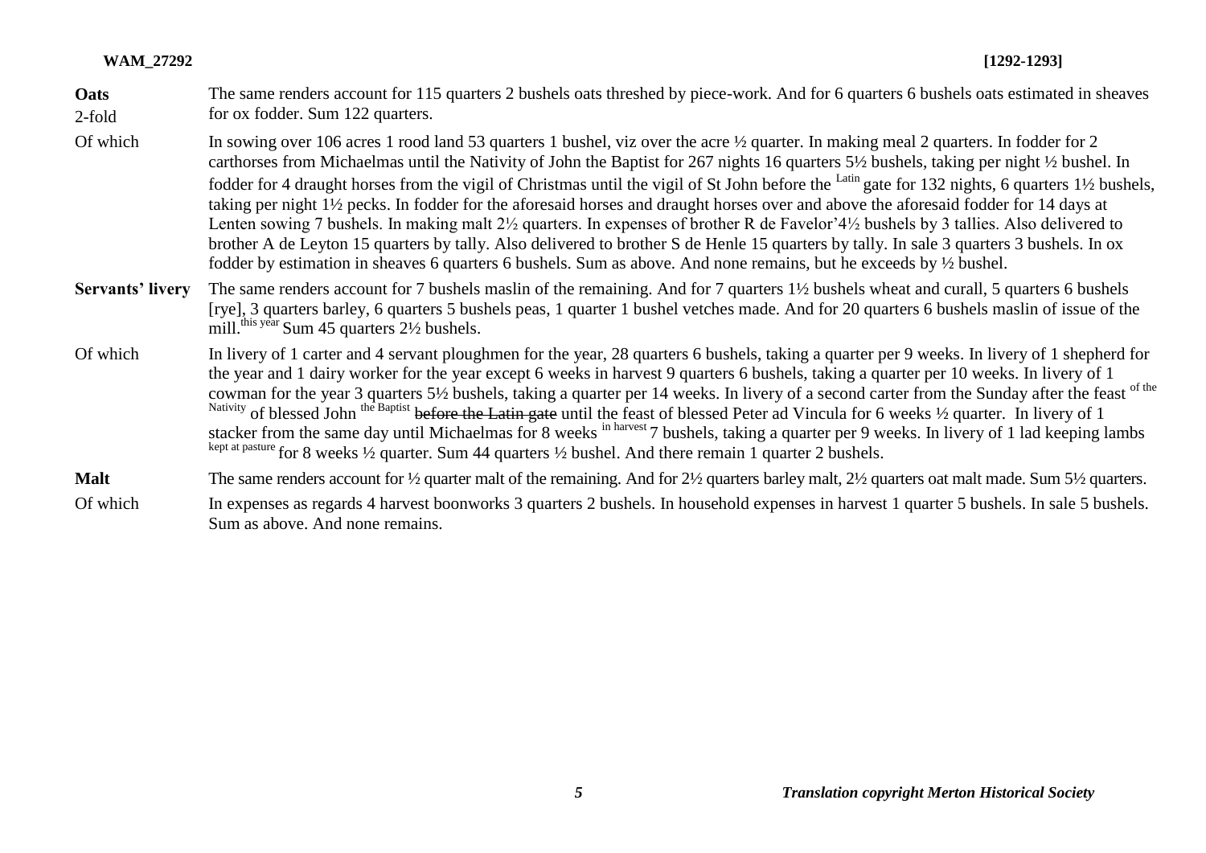| | |
|---|---|
| **Oats** 2-fold | The same renders account for 115 quarters 2 bushels oats threshed by piece-work. And for 6 quarters 6 bushels oats estimated in sheaves for ox fodder. Sum 122 quarters. |
| Of which | In sowing over 106 acres 1 rood land 53 quarters 1 bushel, viz over the acre ½ quarter. In making meal 2 quarters. In fodder for 2 carthorses from Michaelmas until the Nativity of John the Baptist for 267 nights 16 quarters 5½ bushels, taking per night ½ bushel. In fodder for 4 draught horses from the vigil of Christmas until the vigil of St John before the [Latin] gate for 132 nights, 6 quarters 1½ bushels, taking per night 1½ pecks. In fodder for the aforesaid horses and draught horses over and above the aforesaid fodder for 14 days at Lenten sowing 7 bushels. In making malt 2½ quarters. In expenses of brother R de Favelor'4½ bushels by 3 tallies. Also delivered to brother A de Leyton 15 quarters by tally. Also delivered to brother S de Henle 15 quarters by tally. In sale 3 quarters 3 bushels. In ox fodder by estimation in sheaves 6 quarters 6 bushels. Sum as above. And none remains, but he exceeds by ½ bushel. |
| **Servants' livery** | The same renders account for 7 bushels maslin of the remaining. And for 7 quarters 1½ bushels wheat and curall, 5 quarters 6 bushels [rye], 3 quarters barley, 6 quarters 5 bushels peas, 1 quarter 1 bushel vetches made. And for 20 quarters 6 bushels maslin of issue of the mill.[this year] Sum 45 quarters 2½ bushels. |
| Of which | In livery of 1 carter and 4 servant ploughmen for the year, 28 quarters 6 bushels, taking a quarter per 9 weeks. In livery of 1 shepherd for the year and 1 dairy worker for the year except 6 weeks in harvest 9 quarters 6 bushels, taking a quarter per 10 weeks. In livery of 1 cowman for the year 3 quarters 5½ bushels, taking a quarter per 14 weeks. In livery of a second carter from the Sunday after the feast [of the Nativity] of blessed John [the Baptist] ~~before the Latin gate~~ until the feast of blessed Peter ad Vincula for 6 weeks ½ quarter. In livery of 1 stacker from the same day until Michaelmas for 8 weeks [in harvest] 7 bushels, taking a quarter per 9 weeks. In livery of 1 lad keeping lambs [kept at pasture] for 8 weeks ½ quarter. Sum 44 quarters ½ bushel. And there remain 1 quarter 2 bushels. |
| **Malt** | The same renders account for ½ quarter malt of the remaining. And for 2½ quarters barley malt, 2½ quarters oat malt made. Sum 5½ quarters. |
| Of which | In expenses as regards 4 harvest boonworks 3 quarters 2 bushels. In household expenses in harvest 1 quarter 5 bushels. In sale 5 bushels. Sum as above. And none remains. |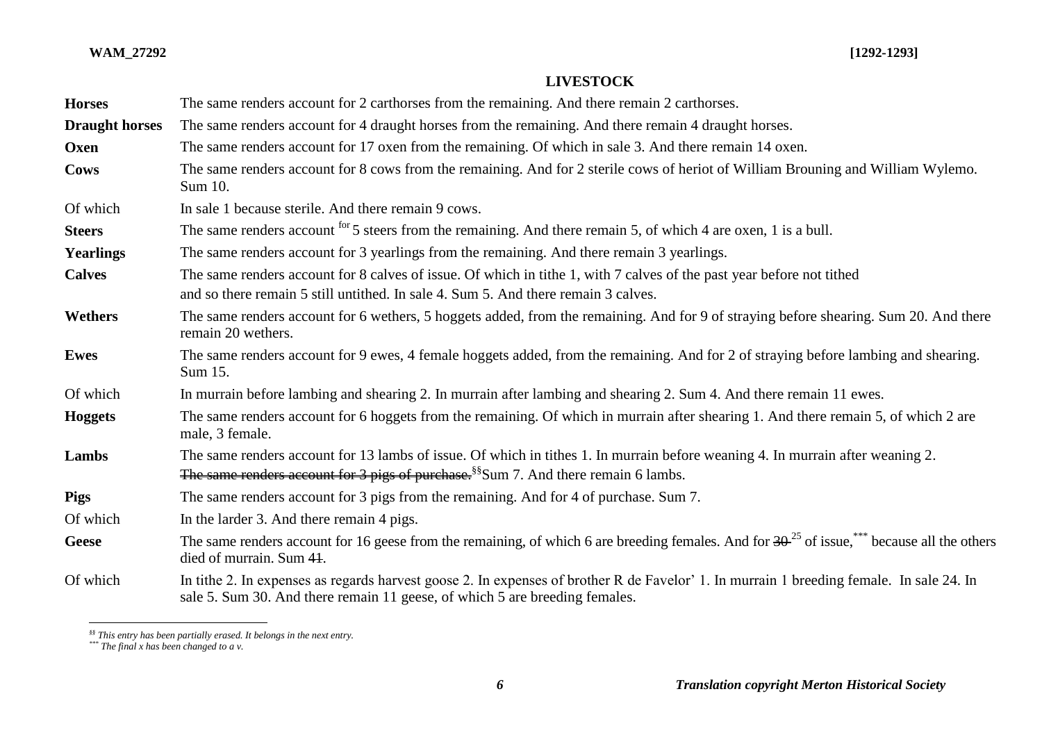## LIVESTOCK

| | |
|---|---|
| **Horses** | The same renders account for 2 carthorses from the remaining. And there remain 2 carthorses. |
| **Draught horses** | The same renders account for 4 draught horses from the remaining. And there remain 4 draught horses. |
| **Oxen** | The same renders account for 17 oxen from the remaining. Of which in sale 3. And there remain 14 oxen. |
| **Cows** | The same renders account for 8 cows from the remaining. And for 2 sterile cows of heriot of William Brouning and William Wylemo. Sum 10. |
| Of which | In sale 1 because sterile. And there remain 9 cows. |
| **Steers** | The same renders account [for] 5 steers from the remaining. And there remain 5, of which 4 are oxen, 1 is a bull. |
| **Yearlings** | The same renders account for 3 yearlings from the remaining. And there remain 3 yearlings. |
| **Calves** | The same renders account for 8 calves of issue. Of which in tithe 1, with 7 calves of the past year before not tithed and so there remain 5 still untithed. In sale 4. Sum 5. And there remain 3 calves. |
| **Wethers** | The same renders account for 6 wethers, 5 hoggets added, from the remaining. And for 9 of straying before shearing. Sum 20. And there remain 20 wethers. |
| **Ewes** | The same renders account for 9 ewes, 4 female hoggets added, from the remaining. And for 2 of straying before lambing and shearing. Sum 15. |
| Of which | In murrain before lambing and shearing 2. In murrain after lambing and shearing 2. Sum 4. And there remain 11 ewes. |
| **Hoggets** | The same renders account for 6 hoggets from the remaining. Of which in murrain after shearing 1. And there remain 5, of which 2 are male, 3 female. |
| **Lambs** | The same renders account for 13 lambs of issue. Of which in tithes 1. In murrain before weaning 4. In murrain after weaning 2. ~~The same renders account for 3 pigs of purchase.~~[§§] Sum 7. And there remain 6 lambs. |
| **Pigs** | The same renders account for 3 pigs from the remaining. And for 4 of purchase. Sum 7. |
| Of which | In the larder 3. And there remain 4 pigs. |
| **Geese** | The same renders account for 16 geese from the remaining, of which 6 are breeding females. And for ~~30~~ [25] of issue,[***] because all the others died of murrain. Sum 4~~1~~. |
| Of which | In tithe 2. In expenses as regards harvest goose 2. In expenses of brother R de Favelor' 1. In murrain 1 breeding female. In sale 24. In sale 5. Sum 30. And there remain 11 geese, of which 5 are breeding females. |

---

[§§] *This entry has been partially erased. It belongs in the next entry.*

[***] *The final x has been changed to a v.*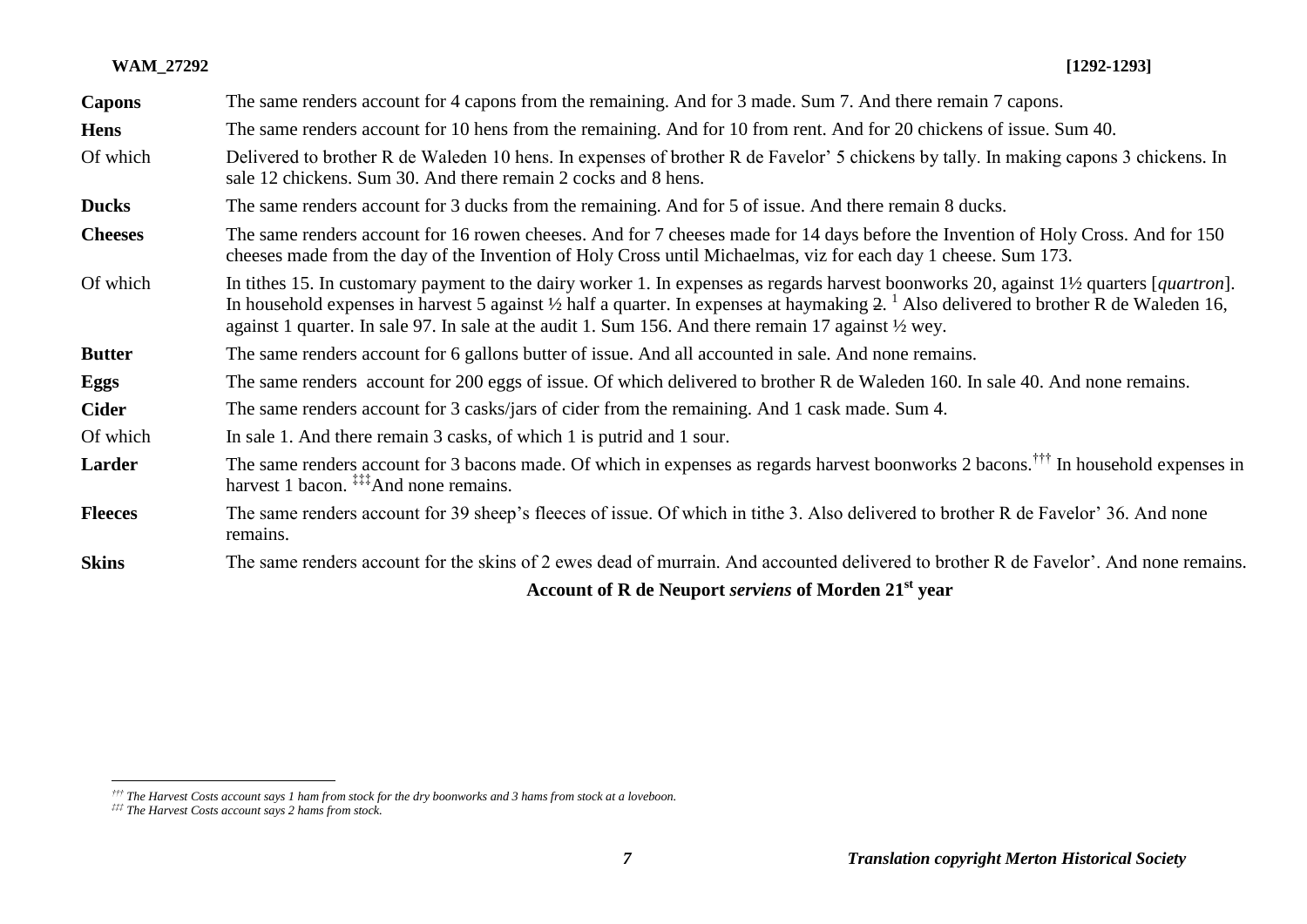| | |
|---|---|
| **Capons** | The same renders account for 4 capons from the remaining. And for 3 made. Sum 7. And there remain 7 capons. |
| **Hens** | The same renders account for 10 hens from the remaining. And for 10 from rent. And for 20 chickens of issue. Sum 40. |
| Of which | Delivered to brother R de Waleden 10 hens. In expenses of brother R de Favelor' 5 chickens by tally. In making capons 3 chickens. In sale 12 chickens. Sum 30. And there remain 2 cocks and 8 hens. |
| **Ducks** | The same renders account for 3 ducks from the remaining. And for 5 of issue. And there remain 8 ducks. |
| **Cheeses** | The same renders account for 16 rowen cheeses. And for 7 cheeses made for 14 days before the Invention of Holy Cross. And for 150 cheeses made from the day of the Invention of Holy Cross until Michaelmas, viz for each day 1 cheese. Sum 173. |
| Of which | In tithes 15. In customary payment to the dairy worker 1. In expenses as regards harvest boonworks 20, against 1½ quarters [*quartron*]. In household expenses in harvest 5 against ½ half a quarter. In expenses at haymaking ~~2~~.[1] Also delivered to brother R de Waleden 16, against 1 quarter. In sale 97. In sale at the audit 1. Sum 156. And there remain 17 against ½ wey. |
| **Butter** | The same renders account for 6 gallons butter of issue. And all accounted in sale. And none remains. |
| **Eggs** | The same renders account for 200 eggs of issue. Of which delivered to brother R de Waleden 160. In sale 40. And none remains. |
| **Cider** | The same renders account for 3 casks/jars of cider from the remaining. And 1 cask made. Sum 4. |
| Of which | In sale 1. And there remain 3 casks, of which 1 is putrid and 1 sour. |
| **Larder** | The same renders account for 3 bacons made. Of which in expenses as regards harvest boonworks 2 bacons.[†††] In household expenses in harvest 1 bacon. [‡‡‡]And none remains. |
| **Fleeces** | The same renders account for 39 sheep's fleeces of issue. Of which in tithe 3. Also delivered to brother R de Favelor' 36. And none remains. |
| **Skins** | The same renders account for the skins of 2 ewes dead of murrain. And accounted delivered to brother R de Favelor'. And none remains. |

**Account of R de Neuport *serviens* of Morden 21st year**

---

[†††] *The Harvest Costs account says 1 ham from stock for the dry boonworks and 3 hams from stock at a loveboon.*

[‡‡‡] *The Harvest Costs account says 2 hams from stock.*